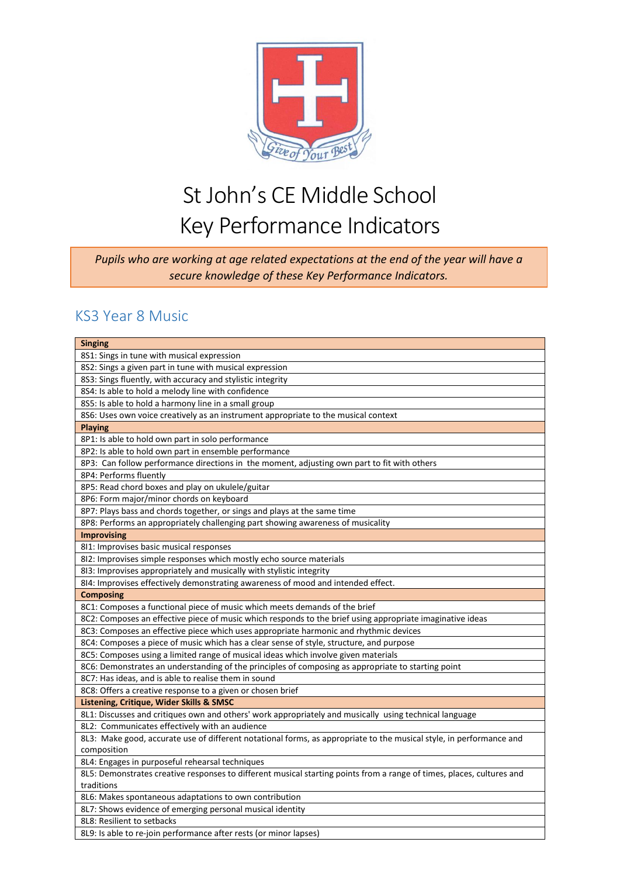# St John's CE Middle School
# Key Performance Indicators

*Pupils who are working at age related expectations at the end of the year will have a secure knowledge of these Key Performance Indicators.*

## KS3 Year 8 Music

| **Singing** |
|---|
| 8S1: Sings in tune with musical expression |
| 8S2: Sings a given part in tune with musical expression |
| 8S3: Sings fluently, with accuracy and stylistic integrity |
| 8S4: Is able to hold a melody line with confidence |
| 8S5: Is able to hold a harmony line in a small group |
| 8S6: Uses own voice creatively as an instrument appropriate to the musical context |
| **Playing** |
| 8P1: Is able to hold own part in solo performance |
| 8P2: Is able to hold own part in ensemble performance |
| 8P3: Can follow performance directions in the moment, adjusting own part to fit with others |
| 8P4: Performs fluently |
| 8P5: Read chord boxes and play on ukulele/guitar |
| 8P6: Form major/minor chords on keyboard |
| 8P7: Plays bass and chords together, or sings and plays at the same time |
| 8P8: Performs an appropriately challenging part showing awareness of musicality |
| **Improvising** |
| 8I1: Improvises basic musical responses |
| 8I2: Improvises simple responses which mostly echo source materials |
| 8I3: Improvises appropriately and musically with stylistic integrity |
| 8I4: Improvises effectively demonstrating awareness of mood and intended effect. |
| **Composing** |
| 8C1: Composes a functional piece of music which meets demands of the brief |
| 8C2: Composes an effective piece of music which responds to the brief using appropriate imaginative ideas |
| 8C3: Composes an effective piece which uses appropriate harmonic and rhythmic devices |
| 8C4: Composes a piece of music which has a clear sense of style, structure, and purpose |
| 8C5: Composes using a limited range of musical ideas which involve given materials |
| 8C6: Demonstrates an understanding of the principles of composing as appropriate to starting point |
| 8C7: Has ideas, and is able to realise them in sound |
| 8C8: Offers a creative response to a given or chosen brief |
| **Listening, Critique, Wider Skills & SMSC** |
| 8L1: Discusses and critiques own and others' work appropriately and musically using technical language |
| 8L2: Communicates effectively with an audience |
| 8L3: Make good, accurate use of different notational forms, as appropriate to the musical style, in performance and composition |
| 8L4: Engages in purposeful rehearsal techniques |
| 8L5: Demonstrates creative responses to different musical starting points from a range of times, places, cultures and traditions |
| 8L6: Makes spontaneous adaptations to own contribution |
| 8L7: Shows evidence of emerging personal musical identity |
| 8L8: Resilient to setbacks |
| 8L9: Is able to re-join performance after rests (or minor lapses) |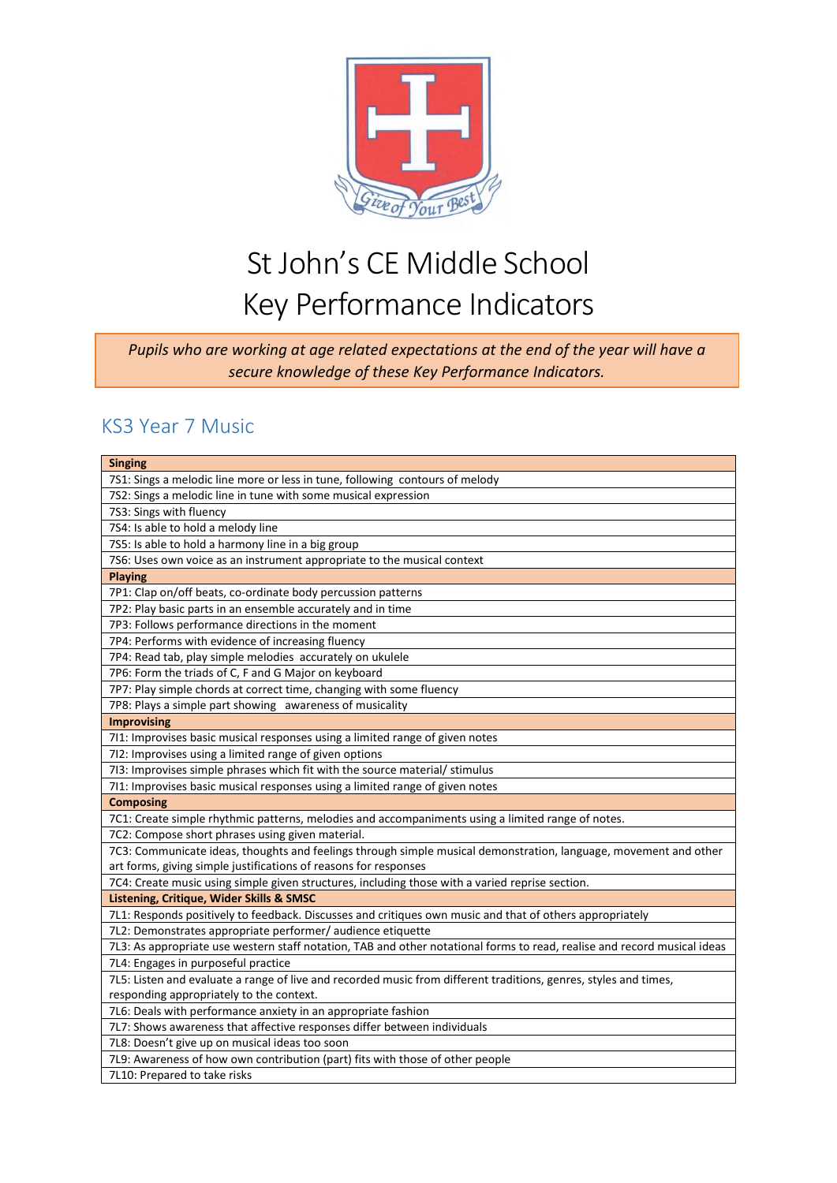# St John's CE Middle School
# Key Performance Indicators

*Pupils who are working at age related expectations at the end of the year will have a secure knowledge of these Key Performance Indicators.*

## KS3 Year 7 Music

| **Singing** |
|---|
| 7S1: Sings a melodic line more or less in tune, following contours of melody |
| 7S2: Sings a melodic line in tune with some musical expression |
| 7S3: Sings with fluency |
| 7S4: Is able to hold a melody line |
| 7S5: Is able to hold a harmony line in a big group |
| 7S6: Uses own voice as an instrument appropriate to the musical context |
| **Playing** |
| 7P1: Clap on/off beats, co-ordinate body percussion patterns |
| 7P2: Play basic parts in an ensemble accurately and in time |
| 7P3: Follows performance directions in the moment |
| 7P4: Performs with evidence of increasing fluency |
| 7P4: Read tab, play simple melodies accurately on ukulele |
| 7P6: Form the triads of C, F and G Major on keyboard |
| 7P7: Play simple chords at correct time, changing with some fluency |
| 7P8: Plays a simple part showing awareness of musicality |
| **Improvising** |
| 7I1: Improvises basic musical responses using a limited range of given notes |
| 7I2: Improvises using a limited range of given options |
| 7I3: Improvises simple phrases which fit with the source material/ stimulus |
| 7I1: Improvises basic musical responses using a limited range of given notes |
| **Composing** |
| 7C1: Create simple rhythmic patterns, melodies and accompaniments using a limited range of notes. |
| 7C2: Compose short phrases using given material. |
| 7C3: Communicate ideas, thoughts and feelings through simple musical demonstration, language, movement and other art forms, giving simple justifications of reasons for responses |
| 7C4: Create music using simple given structures, including those with a varied reprise section. |
| **Listening, Critique, Wider Skills & SMSC** |
| 7L1: Responds positively to feedback. Discusses and critiques own music and that of others appropriately |
| 7L2: Demonstrates appropriate performer/ audience etiquette |
| 7L3: As appropriate use western staff notation, TAB and other notational forms to read, realise and record musical ideas |
| 7L4: Engages in purposeful practice |
| 7L5: Listen and evaluate a range of live and recorded music from different traditions, genres, styles and times, responding appropriately to the context. |
| 7L6: Deals with performance anxiety in an appropriate fashion |
| 7L7: Shows awareness that affective responses differ between individuals |
| 7L8: Doesn't give up on musical ideas too soon |
| 7L9: Awareness of how own contribution (part) fits with those of other people |
| 7L10: Prepared to take risks |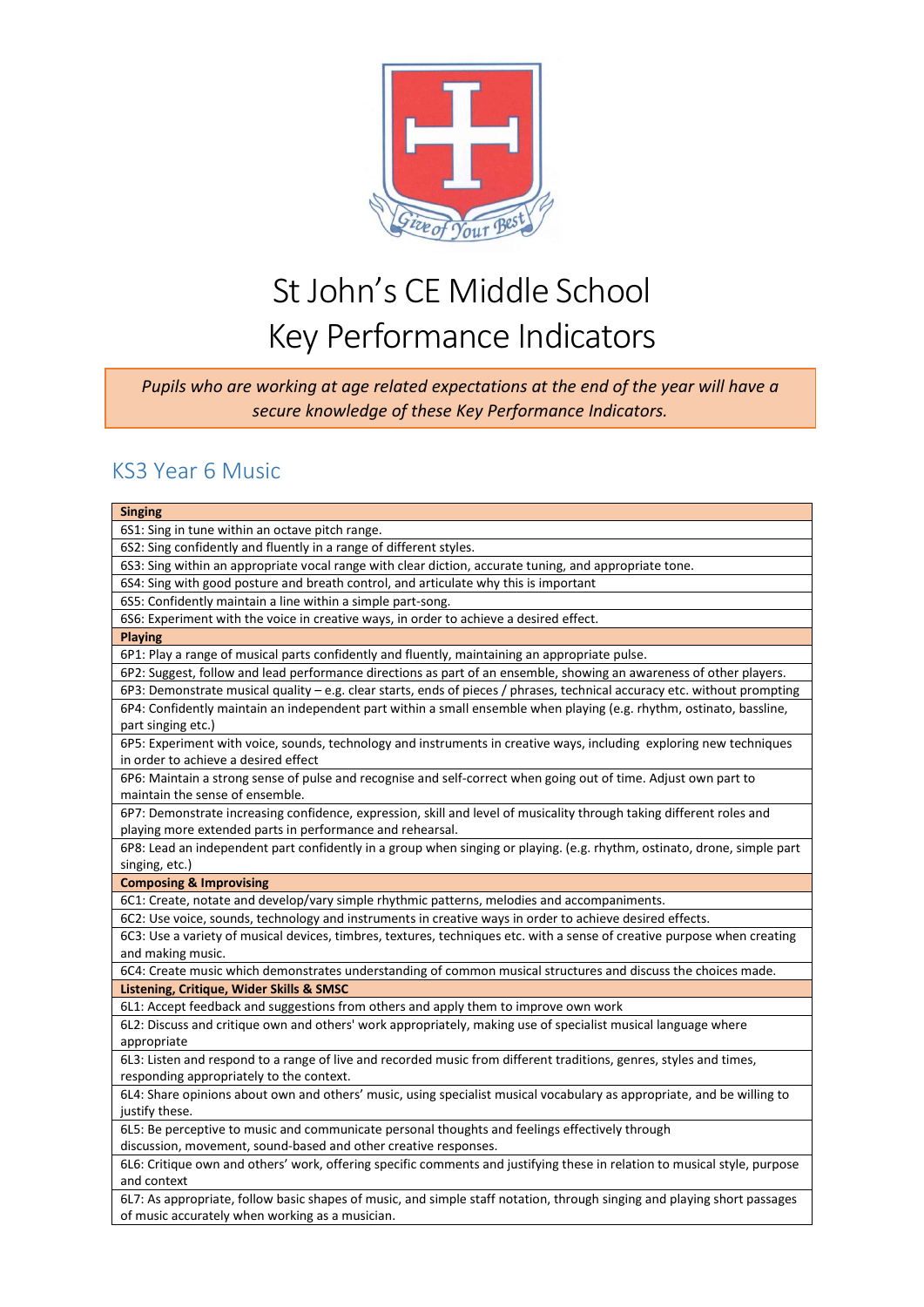# St John's CE Middle School
# Key Performance Indicators

*Pupils who are working at age related expectations at the end of the year will have a secure knowledge of these Key Performance Indicators.*

## KS3 Year 6 Music

| **Singing** |
|---|
| 6S1: Sing in tune within an octave pitch range. |
| 6S2: Sing confidently and fluently in a range of different styles. |
| 6S3: Sing within an appropriate vocal range with clear diction, accurate tuning, and appropriate tone. |
| 6S4: Sing with good posture and breath control, and articulate why this is important |
| 6S5: Confidently maintain a line within a simple part-song. |
| 6S6: Experiment with the voice in creative ways, in order to achieve a desired effect. |
| **Playing** |
| 6P1: Play a range of musical parts confidently and fluently, maintaining an appropriate pulse. |
| 6P2: Suggest, follow and lead performance directions as part of an ensemble, showing an awareness of other players. |
| 6P3: Demonstrate musical quality – e.g. clear starts, ends of pieces / phrases, technical accuracy etc. without prompting |
| 6P4: Confidently maintain an independent part within a small ensemble when playing (e.g. rhythm, ostinato, bassline, part singing etc.) |
| 6P5: Experiment with voice, sounds, technology and instruments in creative ways, including exploring new techniques in order to achieve a desired effect |
| 6P6: Maintain a strong sense of pulse and recognise and self-correct when going out of time. Adjust own part to maintain the sense of ensemble. |
| 6P7: Demonstrate increasing confidence, expression, skill and level of musicality through taking different roles and playing more extended parts in performance and rehearsal. |
| 6P8: Lead an independent part confidently in a group when singing or playing. (e.g. rhythm, ostinato, drone, simple part singing, etc.) |
| **Composing & Improvising** |
| 6C1: Create, notate and develop/vary simple rhythmic patterns, melodies and accompaniments. |
| 6C2: Use voice, sounds, technology and instruments in creative ways in order to achieve desired effects. |
| 6C3: Use a variety of musical devices, timbres, textures, techniques etc. with a sense of creative purpose when creating and making music. |
| 6C4: Create music which demonstrates understanding of common musical structures and discuss the choices made. |
| **Listening, Critique, Wider Skills & SMSC** |
| 6L1: Accept feedback and suggestions from others and apply them to improve own work |
| 6L2: Discuss and critique own and others' work appropriately, making use of specialist musical language where appropriate |
| 6L3: Listen and respond to a range of live and recorded music from different traditions, genres, styles and times, responding appropriately to the context. |
| 6L4: Share opinions about own and others' music, using specialist musical vocabulary as appropriate, and be willing to justify these. |
| 6L5: Be perceptive to music and communicate personal thoughts and feelings effectively through discussion, movement, sound-based and other creative responses. |
| 6L6: Critique own and others' work, offering specific comments and justifying these in relation to musical style, purpose and context |
| 6L7: As appropriate, follow basic shapes of music, and simple staff notation, through singing and playing short passages of music accurately when working as a musician. |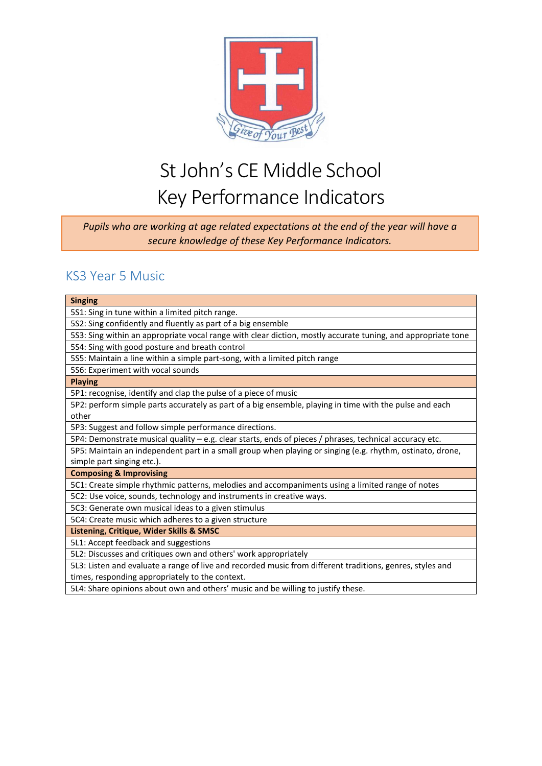# St John's CE Middle School
# Key Performance Indicators

*Pupils who are working at age related expectations at the end of the year will have a secure knowledge of these Key Performance Indicators.*

## KS3 Year 5 Music

| |
|---|
| **Singing** |
| 5S1: Sing in tune within a limited pitch range. |
| 5S2: Sing confidently and fluently as part of a big ensemble |
| 5S3: Sing within an appropriate vocal range with clear diction, mostly accurate tuning, and appropriate tone |
| 5S4: Sing with good posture and breath control |
| 5S5: Maintain a line within a simple part-song, with a limited pitch range |
| 5S6: Experiment with vocal sounds |
| **Playing** |
| 5P1: recognise, identify and clap the pulse of a piece of music |
| 5P2: perform simple parts accurately as part of a big ensemble, playing in time with the pulse and each other |
| 5P3: Suggest and follow simple performance directions. |
| 5P4: Demonstrate musical quality – e.g. clear starts, ends of pieces / phrases, technical accuracy etc. |
| 5P5: Maintain an independent part in a small group when playing or singing (e.g. rhythm, ostinato, drone, simple part singing etc.). |
| **Composing & Improvising** |
| 5C1: Create simple rhythmic patterns, melodies and accompaniments using a limited range of notes |
| 5C2: Use voice, sounds, technology and instruments in creative ways. |
| 5C3: Generate own musical ideas to a given stimulus |
| 5C4: Create music which adheres to a given structure |
| **Listening, Critique, Wider Skills & SMSC** |
| 5L1: Accept feedback and suggestions |
| 5L2: Discusses and critiques own and others' work appropriately |
| 5L3: Listen and evaluate a range of live and recorded music from different traditions, genres, styles and times, responding appropriately to the context. |
| 5L4: Share opinions about own and others' music and be willing to justify these. |